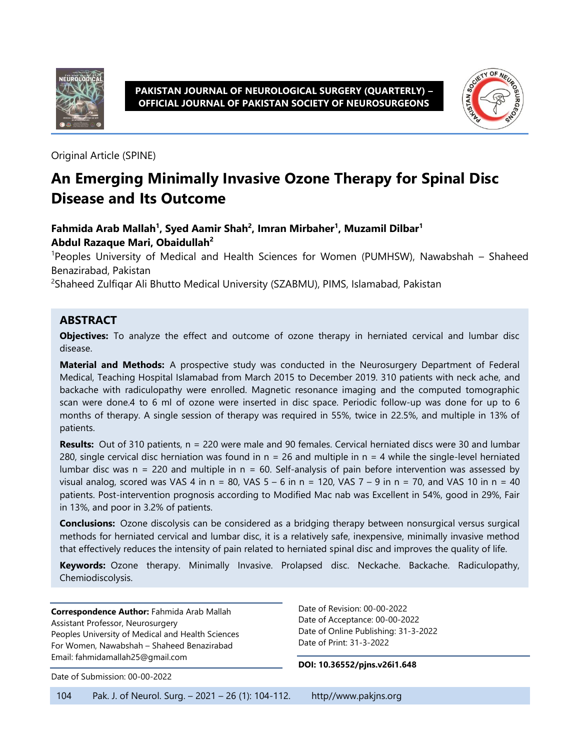Original Article (SPINE)

# An Emerging Minimally Invasive Ozone Therapy for Spinal Disc Disease and Its Outcome

**Fahmida Arab Mallah[1], Syed Aamir Shah[2], Imran Mirbaher[1], Muzamil Dilbar[1] Abdul Razaque Mari, Obaidullah[2]**

[1]Peoples University of Medical and Health Sciences for Women (PUMHSW), Nawabshah – Shaheed Benazirabad, Pakistan

[2]Shaheed Zulfiqar Ali Bhutto Medical University (SZABMU), PIMS, Islamabad, Pakistan

## ABSTRACT

**Objectives:** To analyze the effect and outcome of ozone therapy in herniated cervical and lumbar disc disease.

**Material and Methods:** A prospective study was conducted in the Neurosurgery Department of Federal Medical, Teaching Hospital Islamabad from March 2015 to December 2019. 310 patients with neck ache, and backache with radiculopathy were enrolled. Magnetic resonance imaging and the computed tomographic scan were done.4 to 6 ml of ozone were inserted in disc space. Periodic follow-up was done for up to 6 months of therapy. A single session of therapy was required in 55%, twice in 22.5%, and multiple in 13% of patients.

**Results:** Out of 310 patients, n = 220 were male and 90 females. Cervical herniated discs were 30 and lumbar 280, single cervical disc herniation was found in n = 26 and multiple in n = 4 while the single-level herniated lumbar disc was n = 220 and multiple in n = 60. Self-analysis of pain before intervention was assessed by visual analog, scored was VAS 4 in n = 80, VAS 5 – 6 in n = 120, VAS 7 – 9 in n = 70, and VAS 10 in n = 40 patients. Post-intervention prognosis according to Modified Mac nab was Excellent in 54%, good in 29%, Fair in 13%, and poor in 3.2% of patients.

**Conclusions:** Ozone discolysis can be considered as a bridging therapy between nonsurgical versus surgical methods for herniated cervical and lumbar disc, it is a relatively safe, inexpensive, minimally invasive method that effectively reduces the intensity of pain related to herniated spinal disc and improves the quality of life.

**Keywords:** Ozone therapy. Minimally Invasive. Prolapsed disc. Neckache. Backache. Radiculopathy, Chemiodiscolysis.

**Correspondence Author:** Fahmida Arab Mallah
Assistant Professor, Neurosurgery
Peoples University of Medical and Health Sciences For Women, Nawabshah – Shaheed Benazirabad
Email: fahmidamallah25@gmail.com

Date of Submission: 00-00-2022

Date of Revision: 00-00-2022
Date of Acceptance: 00-00-2022
Date of Online Publishing: 31-3-2022
Date of Print: 31-3-2022

**DOI: 10.36552/pjns.v26i1.648**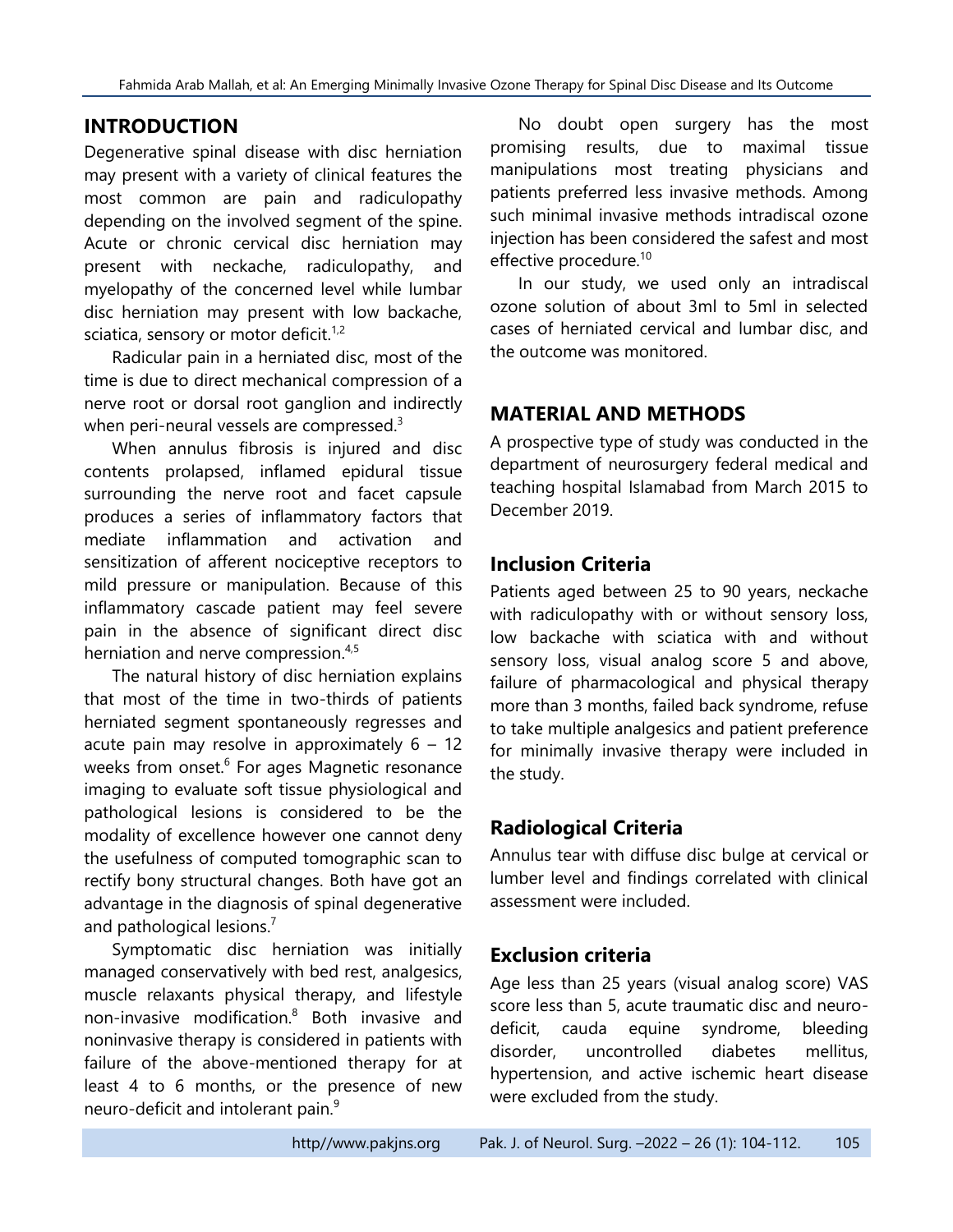## INTRODUCTION

Degenerative spinal disease with disc herniation may present with a variety of clinical features the most common are pain and radiculopathy depending on the involved segment of the spine. Acute or chronic cervical disc herniation may present with neckache, radiculopathy, and myelopathy of the concerned level while lumbar disc herniation may present with low backache, sciatica, sensory or motor deficit.[1,2]

Radicular pain in a herniated disc, most of the time is due to direct mechanical compression of a nerve root or dorsal root ganglion and indirectly when peri-neural vessels are compressed.[3]

When annulus fibrosis is injured and disc contents prolapsed, inflamed epidural tissue surrounding the nerve root and facet capsule produces a series of inflammatory factors that mediate inflammation and activation and sensitization of afferent nociceptive receptors to mild pressure or manipulation. Because of this inflammatory cascade patient may feel severe pain in the absence of significant direct disc herniation and nerve compression.[4,5]

The natural history of disc herniation explains that most of the time in two-thirds of patients herniated segment spontaneously regresses and acute pain may resolve in approximately 6 – 12 weeks from onset.[6] For ages Magnetic resonance imaging to evaluate soft tissue physiological and pathological lesions is considered to be the modality of excellence however one cannot deny the usefulness of computed tomographic scan to rectify bony structural changes. Both have got an advantage in the diagnosis of spinal degenerative and pathological lesions.[7]

Symptomatic disc herniation was initially managed conservatively with bed rest, analgesics, muscle relaxants physical therapy, and lifestyle non-invasive modification.[8] Both invasive and noninvasive therapy is considered in patients with failure of the above-mentioned therapy for at least 4 to 6 months, or the presence of new neuro-deficit and intolerant pain.[9]

No doubt open surgery has the most promising results, due to maximal tissue manipulations most treating physicians and patients preferred less invasive methods. Among such minimal invasive methods intradiscal ozone injection has been considered the safest and most effective procedure.[10]

In our study, we used only an intradiscal ozone solution of about 3ml to 5ml in selected cases of herniated cervical and lumbar disc, and the outcome was monitored.

## MATERIAL AND METHODS

A prospective type of study was conducted in the department of neurosurgery federal medical and teaching hospital Islamabad from March 2015 to December 2019.

### Inclusion Criteria

Patients aged between 25 to 90 years, neckache with radiculopathy with or without sensory loss, low backache with sciatica with and without sensory loss, visual analog score 5 and above, failure of pharmacological and physical therapy more than 3 months, failed back syndrome, refuse to take multiple analgesics and patient preference for minimally invasive therapy were included in the study.

### Radiological Criteria

Annulus tear with diffuse disc bulge at cervical or lumber level and findings correlated with clinical assessment were included.

### Exclusion criteria

Age less than 25 years (visual analog score) VAS score less than 5, acute traumatic disc and neuro-deficit, cauda equine syndrome, bleeding disorder, uncontrolled diabetes mellitus, hypertension, and active ischemic heart disease were excluded from the study.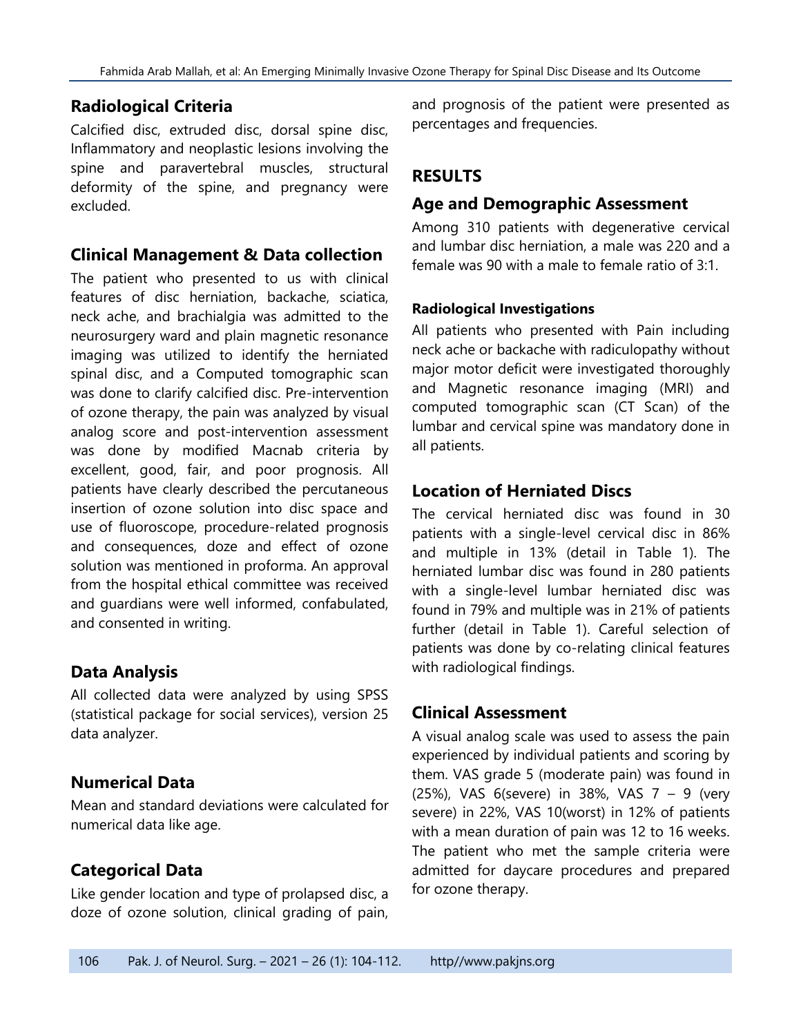## Radiological Criteria

Calcified disc, extruded disc, dorsal spine disc, Inflammatory and neoplastic lesions involving the spine and paravertebral muscles, structural deformity of the spine, and pregnancy were excluded.

## Clinical Management & Data collection

The patient who presented to us with clinical features of disc herniation, backache, sciatica, neck ache, and brachialgia was admitted to the neurosurgery ward and plain magnetic resonance imaging was utilized to identify the herniated spinal disc, and a Computed tomographic scan was done to clarify calcified disc. Pre-intervention of ozone therapy, the pain was analyzed by visual analog score and post-intervention assessment was done by modified Macnab criteria by excellent, good, fair, and poor prognosis. All patients have clearly described the percutaneous insertion of ozone solution into disc space and use of fluoroscope, procedure-related prognosis and consequences, doze and effect of ozone solution was mentioned in proforma. An approval from the hospital ethical committee was received and guardians were well informed, confabulated, and consented in writing.

## Data Analysis

All collected data were analyzed by using SPSS (statistical package for social services), version 25 data analyzer.

## Numerical Data

Mean and standard deviations were calculated for numerical data like age.

## Categorical Data

Like gender location and type of prolapsed disc, a doze of ozone solution, clinical grading of pain, and prognosis of the patient were presented as percentages and frequencies.

## RESULTS

## Age and Demographic Assessment

Among 310 patients with degenerative cervical and lumbar disc herniation, a male was 220 and a female was 90 with a male to female ratio of 3:1.

### Radiological Investigations

All patients who presented with Pain including neck ache or backache with radiculopathy without major motor deficit were investigated thoroughly and Magnetic resonance imaging (MRI) and computed tomographic scan (CT Scan) of the lumbar and cervical spine was mandatory done in all patients.

## Location of Herniated Discs

The cervical herniated disc was found in 30 patients with a single-level cervical disc in 86% and multiple in 13% (detail in Table 1). The herniated lumbar disc was found in 280 patients with a single-level lumbar herniated disc was found in 79% and multiple was in 21% of patients further (detail in Table 1). Careful selection of patients was done by co-relating clinical features with radiological findings.

## Clinical Assessment

A visual analog scale was used to assess the pain experienced by individual patients and scoring by them. VAS grade 5 (moderate pain) was found in (25%), VAS 6(severe) in 38%, VAS 7 – 9 (very severe) in 22%, VAS 10(worst) in 12% of patients with a mean duration of pain was 12 to 16 weeks. The patient who met the sample criteria were admitted for daycare procedures and prepared for ozone therapy.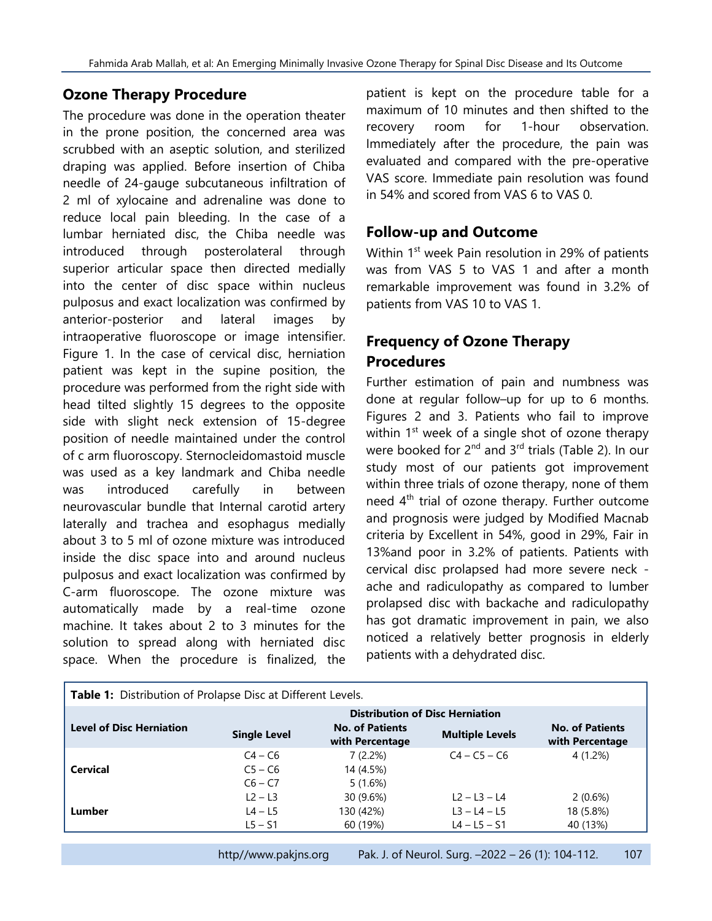## Ozone Therapy Procedure

The procedure was done in the operation theater in the prone position, the concerned area was scrubbed with an aseptic solution, and sterilized draping was applied. Before insertion of Chiba needle of 24-gauge subcutaneous infiltration of 2 ml of xylocaine and adrenaline was done to reduce local pain bleeding. In the case of a lumbar herniated disc, the Chiba needle was introduced through posterolateral through superior articular space then directed medially into the center of disc space within nucleus pulposus and exact localization was confirmed by anterior-posterior and lateral images by intraoperative fluoroscope or image intensifier. Figure 1. In the case of cervical disc, herniation patient was kept in the supine position, the procedure was performed from the right side with head tilted slightly 15 degrees to the opposite side with slight neck extension of 15-degree position of needle maintained under the control of c arm fluoroscopy. Sternocleidomastoid muscle was used as a key landmark and Chiba needle was introduced carefully in between neurovascular bundle that Internal carotid artery laterally and trachea and esophagus medially about 3 to 5 ml of ozone mixture was introduced inside the disc space into and around nucleus pulposus and exact localization was confirmed by C-arm fluoroscope. The ozone mixture was automatically made by a real-time ozone machine. It takes about 2 to 3 minutes for the solution to spread along with herniated disc space. When the procedure is finalized, the patient is kept on the procedure table for a maximum of 10 minutes and then shifted to the recovery room for 1-hour observation. Immediately after the procedure, the pain was evaluated and compared with the pre-operative VAS score. Immediate pain resolution was found in 54% and scored from VAS 6 to VAS 0.

## Follow-up and Outcome

Within 1st week Pain resolution in 29% of patients was from VAS 5 to VAS 1 and after a month remarkable improvement was found in 3.2% of patients from VAS 10 to VAS 1.

## Frequency of Ozone Therapy Procedures

Further estimation of pain and numbness was done at regular follow–up for up to 6 months. Figures 2 and 3. Patients who fail to improve within 1st week of a single shot of ozone therapy were booked for 2nd and 3rd trials (Table 2). In our study most of our patients got improvement within three trials of ozone therapy, none of them need 4th trial of ozone therapy. Further outcome and prognosis were judged by Modified Macnab criteria by Excellent in 54%, good in 29%, Fair in 13%and poor in 3.2% of patients. Patients with cervical disc prolapsed had more severe neck -ache and radiculopathy as compared to lumber prolapsed disc with backache and radiculopathy has got dramatic improvement in pain, we also noticed a relatively better prognosis in elderly patients with a dehydrated disc.

**Table 1:** Distribution of Prolapse Disc at Different Levels.

| Level of Disc Herniation | Distribution of Disc Herniation | | | |
|---|---|---|---|---|
| | Single Level | No. of Patients with Percentage | Multiple Levels | No. of Patients with Percentage |
| Cervical | C4 – C6 | 7 (2.2%) | C4 – C5 – C6 | 4 (1.2%) |
| | C5 – C6 | 14 (4.5%) | | |
| | C6 – C7 | 5 (1.6%) | | |
| Lumber | L2 – L3 | 30 (9.6%) | L2 – L3 – L4 | 2 (0.6%) |
| | L4 – L5 | 130 (42%) | L3 – L4 – L5 | 18 (5.8%) |
| | L5 – S1 | 60 (19%) | L4 – L5 – S1 | 40 (13%) |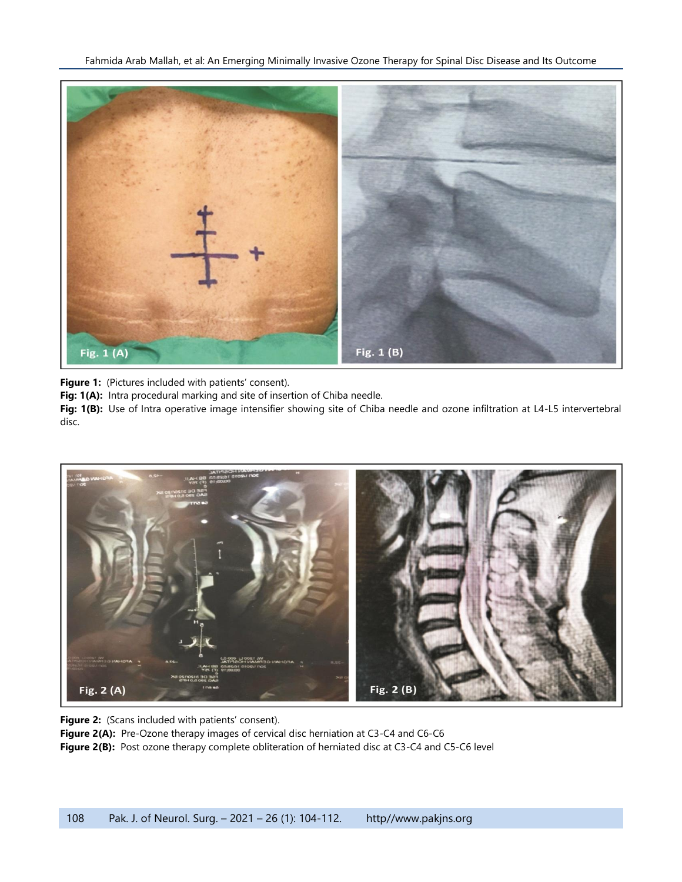**Figure 1:** (Pictures included with patients' consent).

**Fig: 1(A):** Intra procedural marking and site of insertion of Chiba needle.

**Fig: 1(B):** Use of Intra operative image intensifier showing site of Chiba needle and ozone infiltration at L4-L5 intervertebral disc.

**Figure 2:** (Scans included with patients' consent).

**Figure 2(A):** Pre-Ozone therapy images of cervical disc herniation at C3-C4 and C6-C6

**Figure 2(B):** Post ozone therapy complete obliteration of herniated disc at C3-C4 and C5-C6 level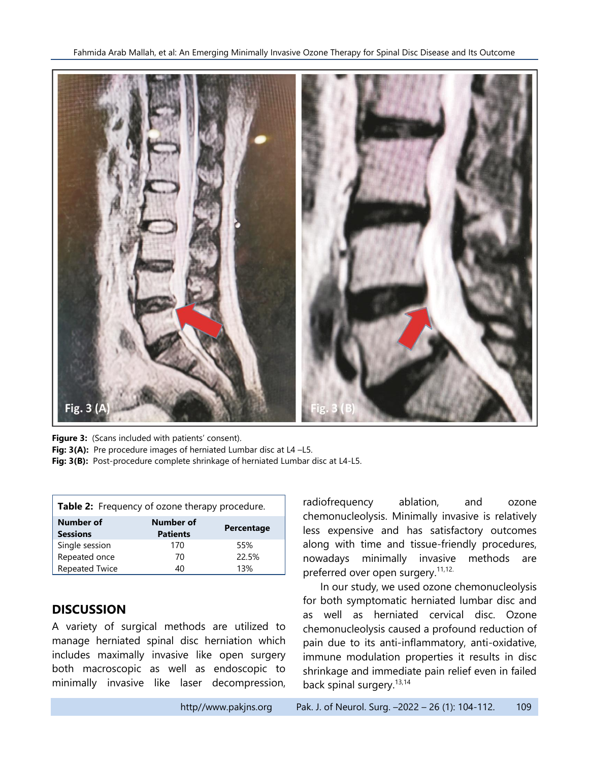**Figure 3:** (Scans included with patients' consent).

**Fig: 3(A):** Pre procedure images of herniated Lumbar disc at L4 –L5.

**Fig: 3(B):** Post-procedure complete shrinkage of herniated Lumbar disc at L4-L5.

**Table 2:** Frequency of ozone therapy procedure.

| Number of Sessions | Number of Patients | Percentage |
|---|---|---|
| Single session | 170 | 55% |
| Repeated once | 70 | 22.5% |
| Repeated Twice | 40 | 13% |

## DISCUSSION

A variety of surgical methods are utilized to manage herniated spinal disc herniation which includes maximally invasive like open surgery both macroscopic as well as endoscopic to minimally invasive like laser decompression, radiofrequency ablation, and ozone chemonucleolysis. Minimally invasive is relatively less expensive and has satisfactory outcomes along with time and tissue-friendly procedures, nowadays minimally invasive methods are preferred over open surgery.[11,12.]

In our study, we used ozone chemonucleolysis for both symptomatic herniated lumbar disc and as well as herniated cervical disc. Ozone chemonucleolysis caused a profound reduction of pain due to its anti-inflammatory, anti-oxidative, immune modulation properties it results in disc shrinkage and immediate pain relief even in failed back spinal surgery.[13,14]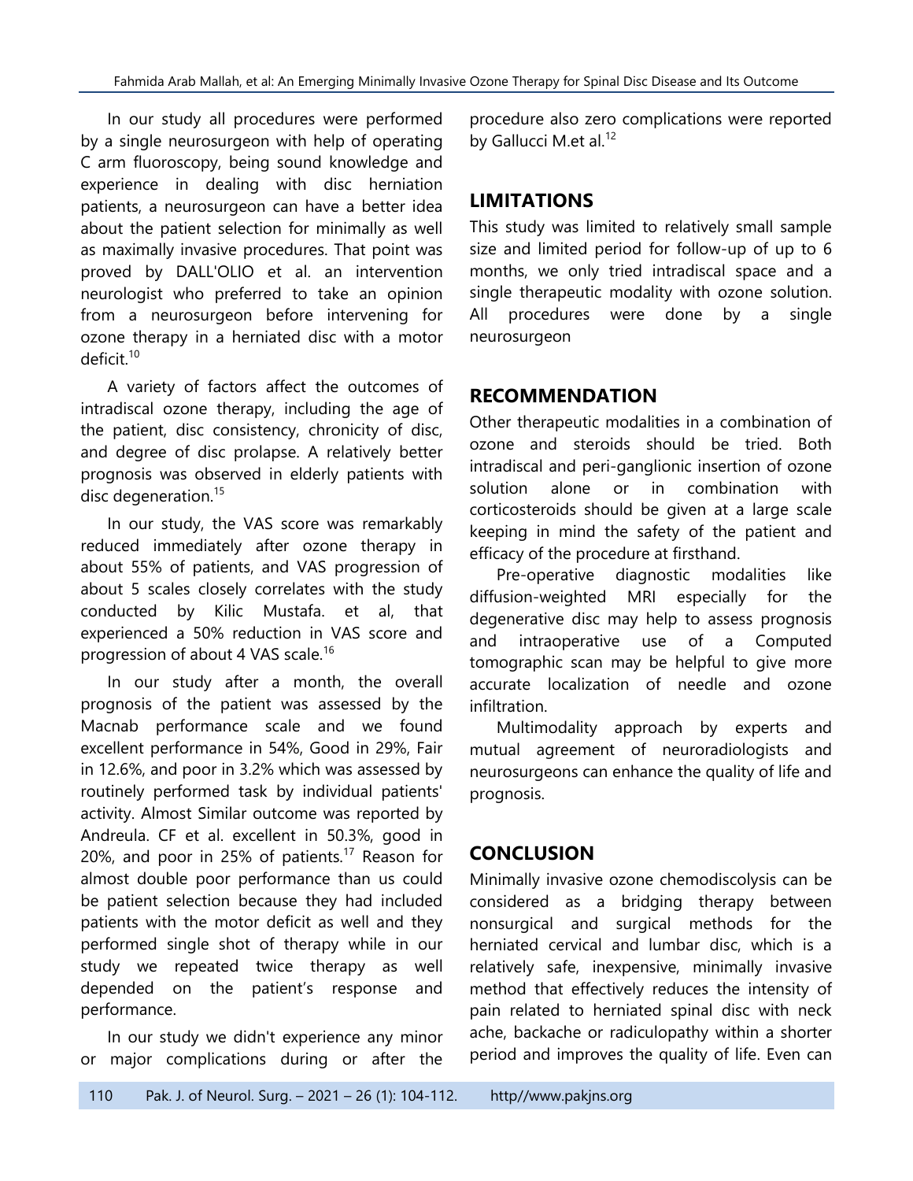In our study all procedures were performed by a single neurosurgeon with help of operating C arm fluoroscopy, being sound knowledge and experience in dealing with disc herniation patients, a neurosurgeon can have a better idea about the patient selection for minimally as well as maximally invasive procedures. That point was proved by DALL'OLIO et al. an intervention neurologist who preferred to take an opinion from a neurosurgeon before intervening for ozone therapy in a herniated disc with a motor deficit.[10]

A variety of factors affect the outcomes of intradiscal ozone therapy, including the age of the patient, disc consistency, chronicity of disc, and degree of disc prolapse. A relatively better prognosis was observed in elderly patients with disc degeneration.[15]

In our study, the VAS score was remarkably reduced immediately after ozone therapy in about 55% of patients, and VAS progression of about 5 scales closely correlates with the study conducted by Kilic Mustafa. et al, that experienced a 50% reduction in VAS score and progression of about 4 VAS scale.[16]

In our study after a month, the overall prognosis of the patient was assessed by the Macnab performance scale and we found excellent performance in 54%, Good in 29%, Fair in 12.6%, and poor in 3.2% which was assessed by routinely performed task by individual patients' activity. Almost Similar outcome was reported by Andreula. CF et al. excellent in 50.3%, good in 20%, and poor in 25% of patients.[17] Reason for almost double poor performance than us could be patient selection because they had included patients with the motor deficit as well and they performed single shot of therapy while in our study we repeated twice therapy as well depended on the patient's response and performance.

In our study we didn't experience any minor or major complications during or after the procedure also zero complications were reported by Gallucci M.et al.[12]

## LIMITATIONS

This study was limited to relatively small sample size and limited period for follow-up of up to 6 months, we only tried intradiscal space and a single therapeutic modality with ozone solution. All procedures were done by a single neurosurgeon

## RECOMMENDATION

Other therapeutic modalities in a combination of ozone and steroids should be tried. Both intradiscal and peri-ganglionic insertion of ozone solution alone or in combination with corticosteroids should be given at a large scale keeping in mind the safety of the patient and efficacy of the procedure at firsthand.

Pre-operative diagnostic modalities like diffusion-weighted MRI especially for the degenerative disc may help to assess prognosis and intraoperative use of a Computed tomographic scan may be helpful to give more accurate localization of needle and ozone infiltration.

Multimodality approach by experts and mutual agreement of neuroradiologists and neurosurgeons can enhance the quality of life and prognosis.

## CONCLUSION

Minimally invasive ozone chemodiscolysis can be considered as a bridging therapy between nonsurgical and surgical methods for the herniated cervical and lumbar disc, which is a relatively safe, inexpensive, minimally invasive method that effectively reduces the intensity of pain related to herniated spinal disc with neck ache, backache or radiculopathy within a shorter period and improves the quality of life. Even can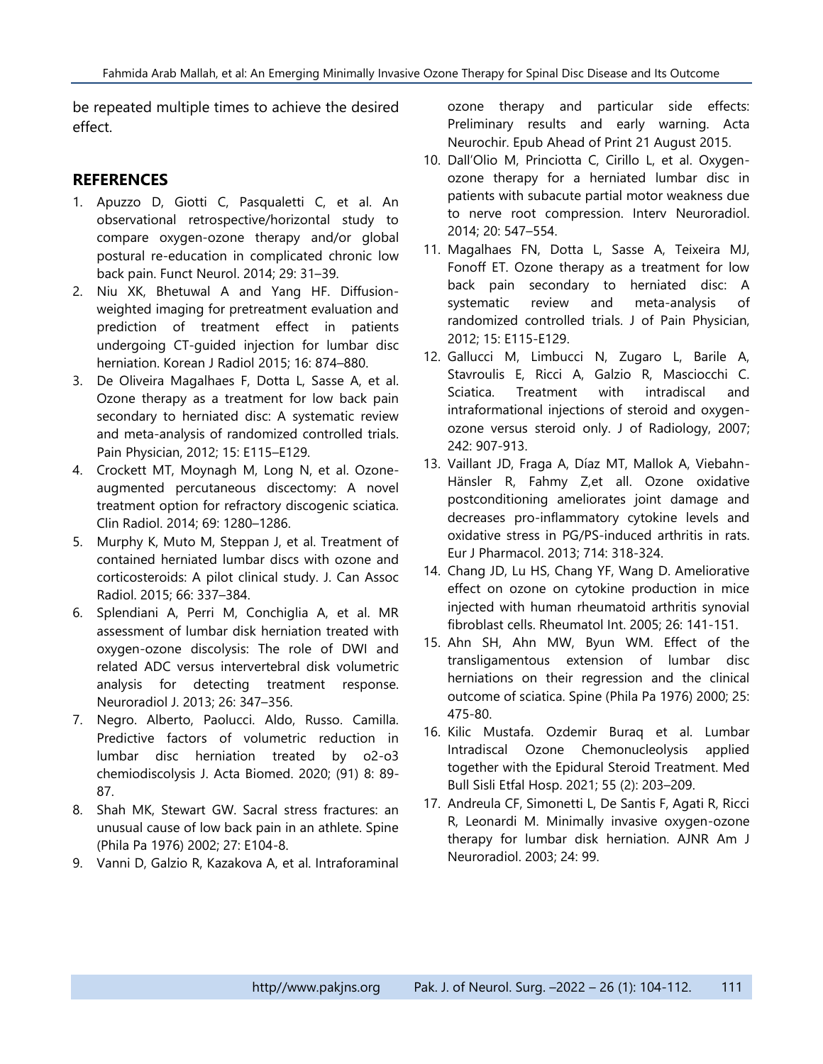be repeated multiple times to achieve the desired effect.

## REFERENCES

1. Apuzzo D, Giotti C, Pasqualetti C, et al. An observational retrospective/horizontal study to compare oxygen-ozone therapy and/or global postural re-education in complicated chronic low back pain. Funct Neurol. 2014; 29: 31–39.
2. Niu XK, Bhetuwal A and Yang HF. Diffusion-weighted imaging for pretreatment evaluation and prediction of treatment effect in patients undergoing CT-guided injection for lumbar disc herniation. Korean J Radiol 2015; 16: 874–880.
3. De Oliveira Magalhaes F, Dotta L, Sasse A, et al. Ozone therapy as a treatment for low back pain secondary to herniated disc: A systematic review and meta-analysis of randomized controlled trials. Pain Physician, 2012; 15: E115–E129.
4. Crockett MT, Moynagh M, Long N, et al. Ozone-augmented percutaneous discectomy: A novel treatment option for refractory discogenic sciatica. Clin Radiol. 2014; 69: 1280–1286.
5. Murphy K, Muto M, Steppan J, et al. Treatment of contained herniated lumbar discs with ozone and corticosteroids: A pilot clinical study. J. Can Assoc Radiol. 2015; 66: 337–384.
6. Splendiani A, Perri M, Conchiglia A, et al. MR assessment of lumbar disk herniation treated with oxygen-ozone discolysis: The role of DWI and related ADC versus intervertebral disk volumetric analysis for detecting treatment response. Neuroradiol J. 2013; 26: 347–356.
7. Negro. Alberto, Paolucci. Aldo, Russo. Camilla. Predictive factors of volumetric reduction in lumbar disc herniation treated by o2-o3 chemiodiscolysis J. Acta Biomed. 2020; (91) 8: 89-87.
8. Shah MK, Stewart GW. Sacral stress fractures: an unusual cause of low back pain in an athlete. Spine (Phila Pa 1976) 2002; 27: E104-8.
9. Vanni D, Galzio R, Kazakova A, et al. Intraforaminal ozone therapy and particular side effects: Preliminary results and early warning. Acta Neurochir. Epub Ahead of Print 21 August 2015.
10. Dall'Olio M, Princiotta C, Cirillo L, et al. Oxygen-ozone therapy for a herniated lumbar disc in patients with subacute partial motor weakness due to nerve root compression. Interv Neuroradiol. 2014; 20: 547–554.
11. Magalhaes FN, Dotta L, Sasse A, Teixeira MJ, Fonoff ET. Ozone therapy as a treatment for low back pain secondary to herniated disc: A systematic review and meta-analysis of randomized controlled trials. J of Pain Physician, 2012; 15: E115-E129.
12. Gallucci M, Limbucci N, Zugaro L, Barile A, Stavroulis E, Ricci A, Galzio R, Masciocchi C. Sciatica. Treatment with intradiscal and intraformational injections of steroid and oxygen-ozone versus steroid only. J of Radiology, 2007; 242: 907-913.
13. Vaillant JD, Fraga A, Díaz MT, Mallok A, Viebahn-Hänsler R, Fahmy Z,et all. Ozone oxidative postconditioning ameliorates joint damage and decreases pro-inflammatory cytokine levels and oxidative stress in PG/PS-induced arthritis in rats. Eur J Pharmacol. 2013; 714: 318-324.
14. Chang JD, Lu HS, Chang YF, Wang D. Ameliorative effect on ozone on cytokine production in mice injected with human rheumatoid arthritis synovial fibroblast cells. Rheumatol Int. 2005; 26: 141-151.
15. Ahn SH, Ahn MW, Byun WM. Effect of the transligamentous extension of lumbar disc herniations on their regression and the clinical outcome of sciatica. Spine (Phila Pa 1976) 2000; 25: 475-80.
16. Kilic Mustafa. Ozdemir Buraq et al. Lumbar Intradiscal Ozone Chemonucleolysis applied together with the Epidural Steroid Treatment. Med Bull Sisli Etfal Hosp. 2021; 55 (2): 203–209.
17. Andreula CF, Simonetti L, De Santis F, Agati R, Ricci R, Leonardi M. Minimally invasive oxygen-ozone therapy for lumbar disk herniation. AJNR Am J Neuroradiol. 2003; 24: 99.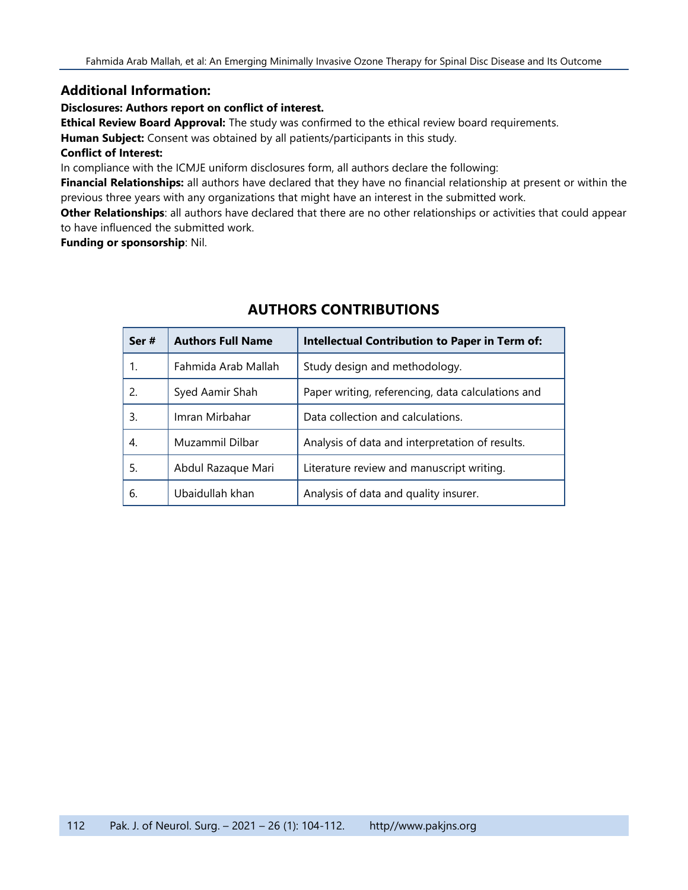## Additional Information:

**Disclosures: Authors report on conflict of interest.**

**Ethical Review Board Approval:** The study was confirmed to the ethical review board requirements.

**Human Subject:** Consent was obtained by all patients/participants in this study.

**Conflict of Interest:**

In compliance with the ICMJE uniform disclosures form, all authors declare the following:

**Financial Relationships:** all authors have declared that they have no financial relationship at present or within the previous three years with any organizations that might have an interest in the submitted work.

**Other Relationships**: all authors have declared that there are no other relationships or activities that could appear to have influenced the submitted work.

**Funding or sponsorship**: Nil.

## AUTHORS CONTRIBUTIONS

| Ser # | Authors Full Name | Intellectual Contribution to Paper in Term of: |
|---|---|---|
| 1. | Fahmida Arab Mallah | Study design and methodology. |
| 2. | Syed Aamir Shah | Paper writing, referencing, data calculations and |
| 3. | Imran Mirbahar | Data collection and calculations. |
| 4. | Muzammil Dilbar | Analysis of data and interpretation of results. |
| 5. | Abdul Razaque Mari | Literature review and manuscript writing. |
| 6. | Ubaidullah khan | Analysis of data and quality insurer. |